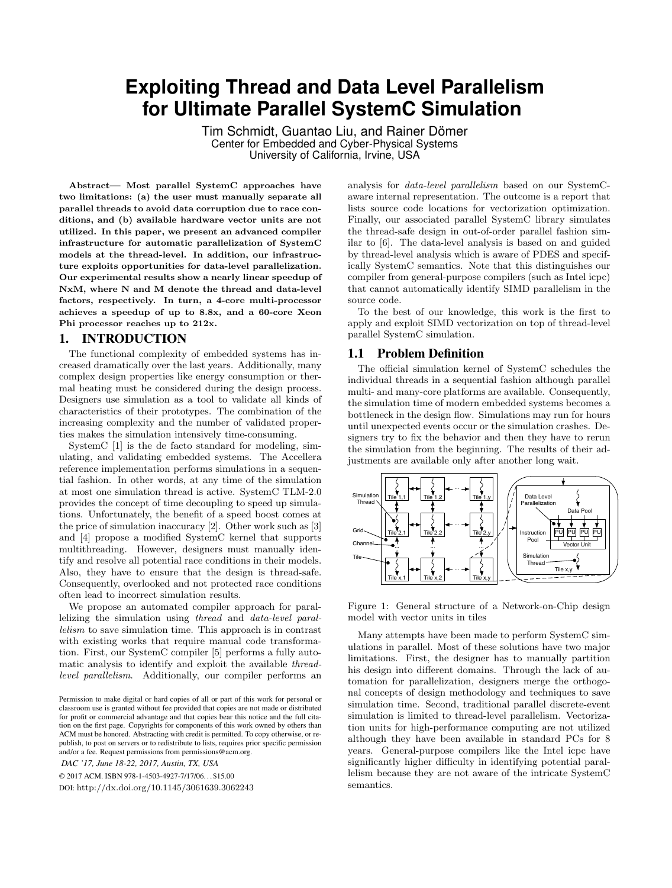# Exploiting Thread and Data Level Parallelism for Ultimate Parallel SystemC Simulation

Tim Schmidt, Guantao Liu, and Rainer Dömer
Center for Embedded and Cyber-Physical Systems
University of California, Irvine, USA

**Abstract— Most parallel SystemC approaches have two limitations: (a) the user must manually separate all parallel threads to avoid data corruption due to race conditions, and (b) available hardware vector units are not utilized. In this paper, we present an advanced compiler infrastructure for automatic parallelization of SystemC models at the thread-level. In addition, our infrastructure exploits opportunities for data-level parallelization. Our experimental results show a nearly linear speedup of NxM, where N and M denote the thread and data-level factors, respectively. In turn, a 4-core multi-processor achieves a speedup of up to 8.8x, and a 60-core Xeon Phi processor reaches up to 212x.**

## 1. INTRODUCTION

The functional complexity of embedded systems has increased dramatically over the last years. Additionally, many complex design properties like energy consumption or thermal heating must be considered during the design process. Designers use simulation as a tool to validate all kinds of characteristics of their prototypes. The combination of the increasing complexity and the number of validated properties makes the simulation intensively time-consuming.

SystemC [1] is the de facto standard for modeling, simulating, and validating embedded systems. The Accellera reference implementation performs simulations in a sequential fashion. In other words, at any time of the simulation at most one simulation thread is active. SystemC TLM-2.0 provides the concept of time decoupling to speed up simulations. Unfortunately, the benefit of a speed boost comes at the price of simulation inaccuracy [2]. Other work such as [3] and [4] propose a modified SystemC kernel that supports multithreading. However, designers must manually identify and resolve all potential race conditions in their models. Also, they have to ensure that the design is thread-safe. Consequently, overlooked and not protected race conditions often lead to incorrect simulation results.

We propose an automated compiler approach for parallelizing the simulation using *thread* and *data-level parallelism* to save simulation time. This approach is in contrast with existing works that require manual code transformation. First, our SystemC compiler [5] performs a fully automatic analysis to identify and exploit the available *thread-level parallelism*. Additionally, our compiler performs an analysis for *data-level parallelism* based on our SystemC-aware internal representation. The outcome is a report that lists source code locations for vectorization optimization. Finally, our associated parallel SystemC library simulates the thread-safe design in out-of-order parallel fashion similar to [6]. The data-level analysis is based on and guided by thread-level analysis which is aware of PDES and specifically SystemC semantics. Note that this distinguishes our compiler from general-purpose compilers (such as Intel icpc) that cannot automatically identify SIMD parallelism in the source code.

To the best of our knowledge, this work is the first to apply and exploit SIMD vectorization on top of thread-level parallel SystemC simulation.

Permission to make digital or hard copies of all or part of this work for personal or classroom use is granted without fee provided that copies are not made or distributed for profit or commercial advantage and that copies bear this notice and the full citation on the first page. Copyrights for components of this work owned by others than ACM must be honored. Abstracting with credit is permitted. To copy otherwise, or republish, to post on servers or to redistribute to lists, requires prior specific permission and/or a fee. Request permissions from permissions@acm.org.

*DAC '17, June 18-22, 2017, Austin, TX, USA*

© 2017 ACM. ISBN 978-1-4503-4927-7/17/06…$15.00

DOI: http://dx.doi.org/10.1145/3061639.3062243

### 1.1 Problem Definition

The official simulation kernel of SystemC schedules the individual threads in a sequential fashion although parallel multi- and many-core platforms are available. Consequently, the simulation time of modern embedded systems becomes a bottleneck in the design flow. Simulations may run for hours until unexpected events occur or the simulation crashes. Designers try to fix the behavior and then they have to rerun the simulation from the beginning. The results of their adjustments are available only after another long wait.

Figure 1: General structure of a Network-on-Chip design model with vector units in tiles

Many attempts have been made to perform SystemC simulations in parallel. Most of these solutions have two major limitations. First, the designer has to manually partition his design into different domains. Through the lack of automation for parallelization, designers merge the orthogonal concepts of design methodology and techniques to save simulation time. Second, traditional parallel discrete-event simulation is limited to thread-level parallelism. Vectorization units for high-performance computing are not utilized although they have been available in standard PCs for 8 years. General-purpose compilers like the Intel icpc have significantly higher difficulty in identifying potential parallelism because they are not aware of the intricate SystemC semantics.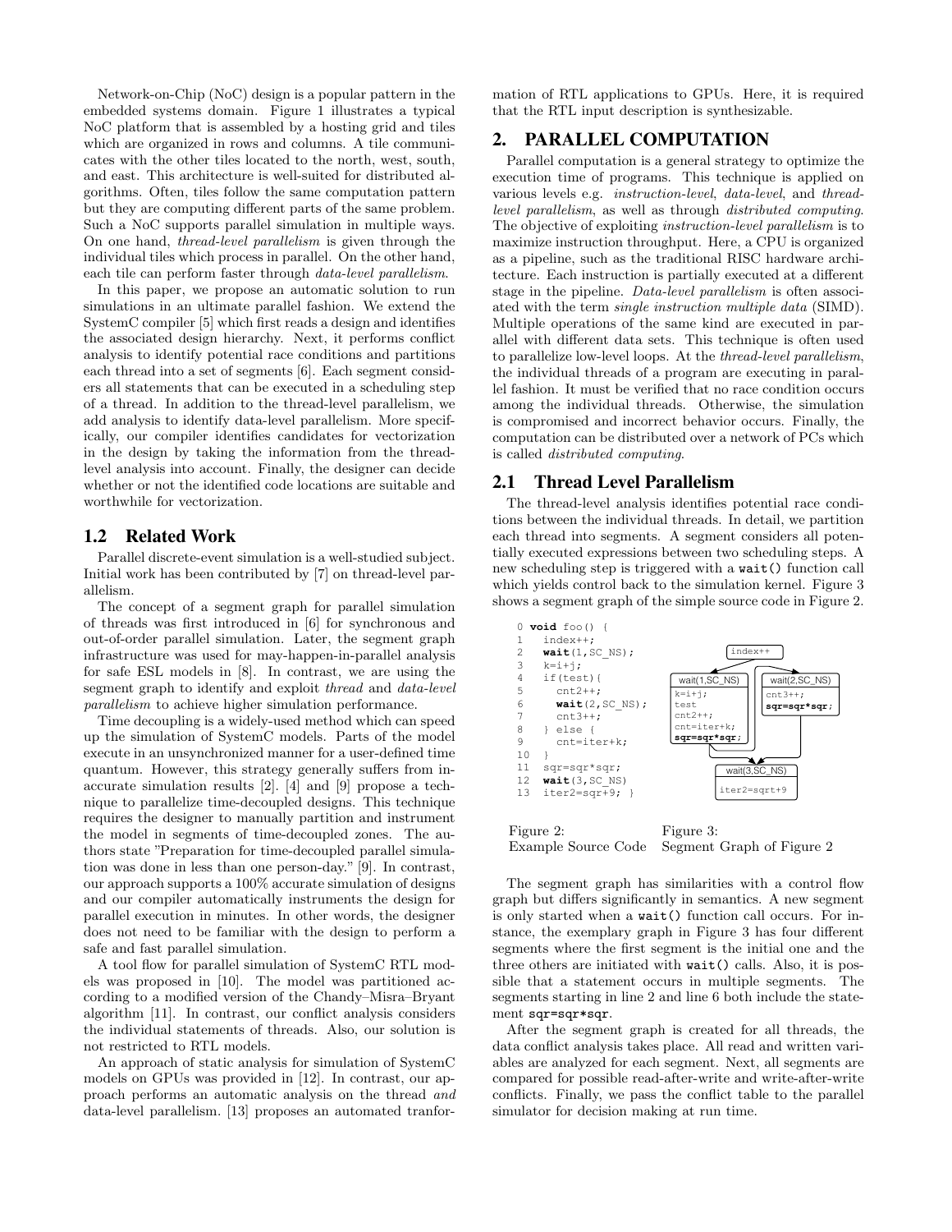Network-on-Chip (NoC) design is a popular pattern in the embedded systems domain. Figure 1 illustrates a typical NoC platform that is assembled by a hosting grid and tiles which are organized in rows and columns. A tile communicates with the other tiles located to the north, west, south, and east. This architecture is well-suited for distributed algorithms. Often, tiles follow the same computation pattern but they are computing different parts of the same problem. Such a NoC supports parallel simulation in multiple ways. On one hand, *thread-level parallelism* is given through the individual tiles which process in parallel. On the other hand, each tile can perform faster through *data-level parallelism*.

In this paper, we propose an automatic solution to run simulations in an ultimate parallel fashion. We extend the SystemC compiler [5] which first reads a design and identifies the associated design hierarchy. Next, it performs conflict analysis to identify potential race conditions and partitions each thread into a set of segments [6]. Each segment considers all statements that can be executed in a scheduling step of a thread. In addition to the thread-level parallelism, we add analysis to identify data-level parallelism. More specifically, our compiler identifies candidates for vectorization in the design by taking the information from the thread-level analysis into account. Finally, the designer can decide whether or not the identified code locations are suitable and worthwhile for vectorization.

## 1.2 Related Work

Parallel discrete-event simulation is a well-studied subject. Initial work has been contributed by [7] on thread-level parallelism.

The concept of a segment graph for parallel simulation of threads was first introduced in [6] for synchronous and out-of-order parallel simulation. Later, the segment graph infrastructure was used for may-happen-in-parallel analysis for safe ESL models in [8]. In contrast, we are using the segment graph to identify and exploit *thread* and *data-level parallelism* to achieve higher simulation performance.

Time decoupling is a widely-used method which can speed up the simulation of SystemC models. Parts of the model execute in an unsynchronized manner for a user-defined time quantum. However, this strategy generally suffers from inaccurate simulation results [2]. [4] and [9] propose a technique to parallelize time-decoupled designs. This technique requires the designer to manually partition and instrument the model in segments of time-decoupled zones. The authors state "Preparation for time-decoupled parallel simulation was done in less than one person-day." [9]. In contrast, our approach supports a 100% accurate simulation of designs and our compiler automatically instruments the design for parallel execution in minutes. In other words, the designer does not need to be familiar with the design to perform a safe and fast parallel simulation.

A tool flow for parallel simulation of SystemC RTL models was proposed in [10]. The model was partitioned according to a modified version of the Chandy–Misra–Bryant algorithm [11]. In contrast, our conflict analysis considers the individual statements of threads. Also, our solution is not restricted to RTL models.

An approach of static analysis for simulation of SystemC models on GPUs was provided in [12]. In contrast, our approach performs an automatic analysis on the thread *and* data-level parallelism. [13] proposes an automated tranformation of RTL applications to GPUs. Here, it is required that the RTL input description is synthesizable.

# 2. PARALLEL COMPUTATION

Parallel computation is a general strategy to optimize the execution time of programs. This technique is applied on various levels e.g. *instruction-level*, *data-level*, and *thread-level parallelism*, as well as through *distributed computing*. The objective of exploiting *instruction-level parallelism* is to maximize instruction throughput. Here, a CPU is organized as a pipeline, such as the traditional RISC hardware architecture. Each instruction is partially executed at a different stage in the pipeline. *Data-level parallelism* is often associated with the term *single instruction multiple data* (SIMD). Multiple operations of the same kind are executed in parallel with different data sets. This technique is often used to parallelize low-level loops. At the *thread-level parallelism*, the individual threads of a program are executing in parallel fashion. It must be verified that no race condition occurs among the individual threads. Otherwise, the simulation is compromised and incorrect behavior occurs. Finally, the computation can be distributed over a network of PCs which is called *distributed computing*.

## 2.1 Thread Level Parallelism

The thread-level analysis identifies potential race conditions between the individual threads. In detail, we partition each thread into segments. A segment considers all potentially executed expressions between two scheduling steps. A new scheduling step is triggered with a `wait()` function call which yields control back to the simulation kernel. Figure 3 shows a segment graph of the simple source code in Figure 2.

```
0  void foo() {
1    index++;
2    wait(1,SC_NS);
3    k=i+j;
4    if(test){
5      cnt2++;
6      wait(2,SC_NS);
7      cnt3++;
8    } else {
9      cnt=iter+k;
10   }
11   sqr=sqr*sqr;
12   wait(3,SC_NS)
13   iter2=sqr+9; }
```

Figure 2: Example Source Code

```
index++
  ├─> wait(1,SC_NS): k=i+j; test; cnt2++; cnt=iter+k; sqr=sqr*sqr;
  │     ├─> wait(2,SC_NS)
  │     └─> wait(3,SC_NS)
  ├─> wait(2,SC_NS): cnt3++; sqr=sqr*sqr;
  │     └─> wait(3,SC_NS)
  └─> wait(3,SC_NS): iter2=sqrt+9
```

Figure 3: Segment Graph of Figure 2

The segment graph has similarities with a control flow graph but differs significantly in semantics. A new segment is only started when a `wait()` function call occurs. For instance, the exemplary graph in Figure 3 has four different segments where the first segment is the initial one and the three others are initiated with `wait()` calls. Also, it is possible that a statement occurs in multiple segments. The segments starting in line 2 and line 6 both include the statement `sqr=sqr*sqr`.

After the segment graph is created for all threads, the data conflict analysis takes place. All read and written variables are analyzed for each segment. Next, all segments are compared for possible read-after-write and write-after-write conflicts. Finally, we pass the conflict table to the parallel simulator for decision making at run time.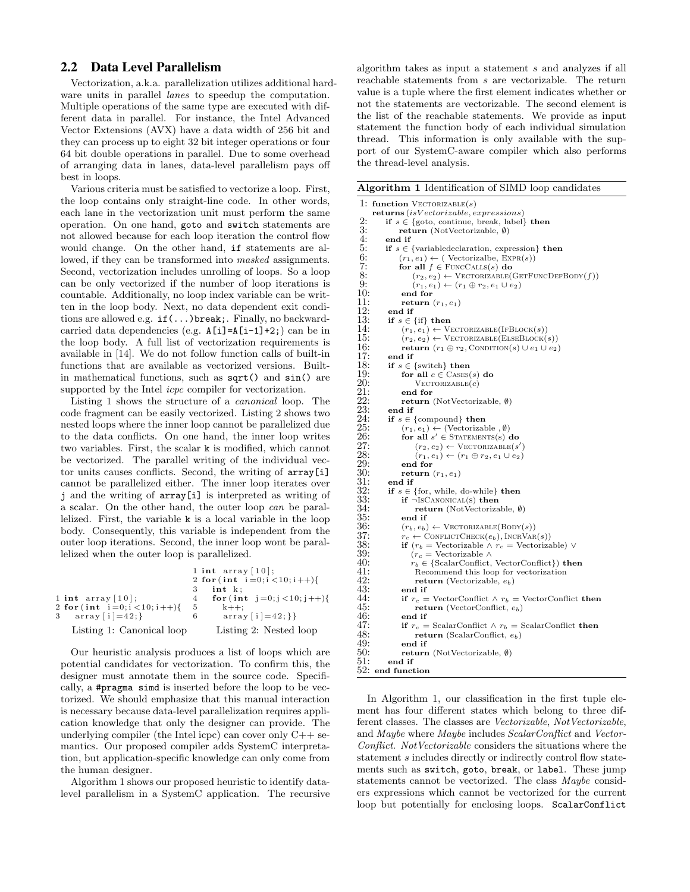## 2.2 Data Level Parallelism

Vectorization, a.k.a. parallelization utilizes additional hardware units in parallel *lanes* to speedup the computation. Multiple operations of the same type are executed with different data in parallel. For instance, the Intel Advanced Vector Extensions (AVX) have a data width of 256 bit and they can process up to eight 32 bit integer operations or four 64 bit double operations in parallel. Due to some overhead of arranging data in lanes, data-level parallelism pays off best in loops.

Various criteria must be satisfied to vectorize a loop. First, the loop contains only straight-line code. In other words, each lane in the vectorization unit must perform the same operation. On one hand, `goto` and `switch` statements are not allowed because for each loop iteration the control flow would change. On the other hand, `if` statements are allowed, if they can be transformed into *masked* assignments. Second, vectorization includes unrolling of loops. So a loop can be only vectorized if the number of loop iterations is countable. Additionally, no loop index variable can be written in the loop body. Next, no data dependent exit conditions are allowed e.g. `if(...)break;`. Finally, no backward-carried data dependencies (e.g. `A[i]=A[i-1]+2;`) can be in the loop body. A full list of vectorization requirements is available in [14]. We do not follow function calls of built-in functions that are available as vectorized versions. Built-in mathematical functions, such as `sqrt()` and `sin()` are supported by the Intel *icpc* compiler for vectorization.

Listing 1 shows the structure of a *canonical* loop. The code fragment can be easily vectorized. Listing 2 shows two nested loops where the inner loop cannot be parallelized due to the data conflicts. On one hand, the inner loop writes two variables. First, the scalar `k` is modified, which cannot be vectorized. The parallel writing of the individual vector units causes conflicts. Second, the writing of `array[i]` cannot be parallelized either. The inner loop iterates over `j` and the writing of `array[i]` is interpreted as writing of a scalar. On the other hand, the outer loop *can* be parallelized. First, the variable `k` is a local variable in the loop body. Consequently, this variable is independent from the outer loop iterations. Second, the inner loop wont be parallelized when the outer loop is parallelized.

```
1 int array[10];
2 for(int i=0;i<10;i++){
3   array[i]=42;}
```

Listing 1: Canonical loop

```
1 int array[10];
2 for(int i=0;i<10;i++){
3   int k;
4   for(int j=0;j<10;j++){
5     k++;
6     array[i]=42;}}
```

Listing 2: Nested loop

Our heuristic analysis produces a list of loops which are potential candidates for vectorization. To confirm this, the designer must annotate them in the source code. Specifically, a `#pragma simd` is inserted before the loop to be vectorized. We should emphasize that this manual interaction is necessary because data-level parallelization requires application knowledge that only the designer can provide. The underlying compiler (the Intel icpc) can cover only C++ semantics. Our proposed compiler adds SystemC interpretation, but application-specific knowledge can only come from the human designer.

Algorithm 1 shows our proposed heuristic to identify data-level parallelism in a SystemC application. The recursive algorithm takes as input a statement $s$ and analyzes if all reachable statements from $s$ are vectorizable. The return value is a tuple where the first element indicates whether or not the statements are vectorizable. The second element is the list of the reachable statements. We provide as input statement the function body of each individual simulation thread. This information is only available with the support of our SystemC-aware compiler which also performs the thread-level analysis.

**Algorithm 1** Identification of SIMD loop candidates

```
1: function VECTORIZABLE(s)
   returns (isVectorizable, expressions)
2:   if s ∈ {goto, continue, break, label} then
3:     return (NotVectorizable, ∅)
4:   end if
5:   if s ∈ {variabledeclaration, expression} then
6:     (r1, e1) ← ( Vectorizalbe, EXPR(s))
7:     for all f ∈ FUNCCALLS(s) do
8:       (r2, e2) ← VECTORIZABLE(GETFUNCDEFBODY(f))
9:       (r1, e1) ← (r1 ⊕ r2, e1 ∪ e2)
10:    end for
11:    return (r1, e1)
12:  end if
13:  if s ∈ {if} then
14:    (r1, e1) ← VECTORIZABLE(IFBLOCK(s))
15:    (r2, e2) ← VECTORIZABLE(ELSEBLOCK(s))
16:    return (r1 ⊕ r2, CONDITION(s) ∪ e1 ∪ e2)
17:  end if
18:  if s ∈ {switch} then
19:    for all c ∈ CASES(s) do
20:      VECTORIZABLE(c)
21:    end for
22:    return (NotVectorizable, ∅)
23:  end if
24:  if s ∈ {compound} then
25:    (r1, e1) ← (Vectorizable , ∅)
26:    for all s' ∈ STATEMENTS(s) do
27:      (r2, e2) ← VECTORIZABLE(s')
28:      (r1, e1) ← (r1 ⊕ r2, e1 ∪ e2)
29:    end for
30:    return (r1, e1)
31:  end if
32:  if s ∈ {for, while, do-while} then
33:    if ¬ISCANONICAL(s) then
34:      return (NotVectorizable, ∅)
35:    end if
36:    (rb, eb) ← VECTORIZABLE(BODY(s))
37:    rc ← CONFLICTCHECK(eb), INCRVAR(s))
38:    if (rb = Vectorizable ∧ rc = Vectorizable) ∨
39:       (rc = Vectorizable ∧
40:       rb ∈ {ScalarConflict, VectorConflict}) then
41:      Recommend this loop for vectorization
42:      return (Vectorizable, eb)
43:    end if
44:    if rc = VectorConflict ∧ rb = VectorConflict then
45:      return (VectorConflict, eb)
46:    end if
47:    if rc = ScalarConflict ∧ rb = ScalarConflict then
48:      return (ScalarConflict, eb)
49:    end if
50:    return (NotVectorizable, ∅)
51:  end if
52: end function
```

In Algorithm 1, our classification in the first tuple element has four different states which belong to three different classes. The classes are *Vectorizable*, *NotVectorizable*, and *Maybe* where *Maybe* includes *ScalarConflict* and *VectorConflict*. *NotVectorizable* considers the situations where the statement $s$ includes directly or indirectly control flow statements such as `switch`, `goto`, `break`, or `label`. These jump statements cannot be vectorized. The class *Maybe* considers expressions which cannot be vectorized for the current loop but potentially for enclosing loops. `ScalarConflict`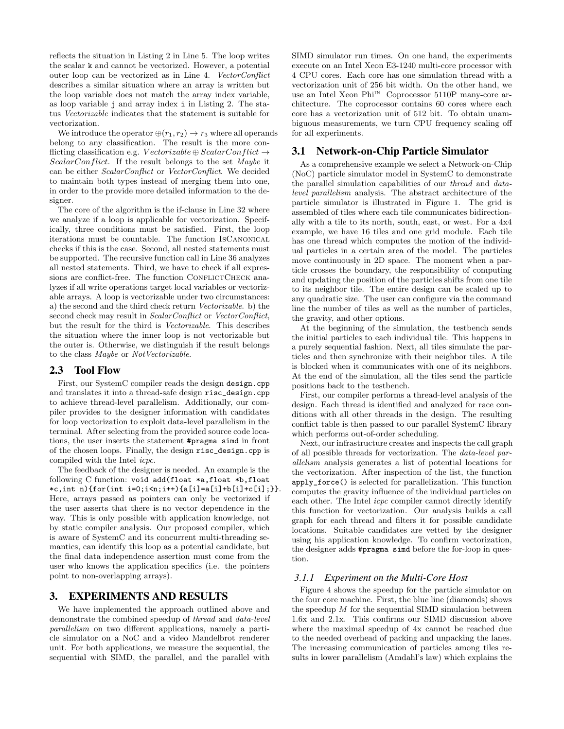reflects the situation in Listing 2 in Line 5. The loop writes the scalar k and cannot be vectorized. However, a potential outer loop can be vectorized as in Line 4. *VectorConflict* describes a similar situation where an array is written but the loop variable does not match the array index variable, as loop variable j and array index i in Listing 2. The status *Vectorizable* indicates that the statement is suitable for vectorization.

We introduce the operator $\oplus(r_1, r_2) \rightarrow r_3$ where all operands belong to any classification. The result is the more conflicting classification e.g. $Vectorizable \oplus ScalarConflict \rightarrow ScalarConflict$. If the result belongs to the set *Maybe* it can be either *ScalarConflict* or *VectorConflict*. We decided to maintain both types instead of merging them into one, in order to the provide more detailed information to the designer.

The core of the algorithm is the if-clause in Line 32 where we analyze if a loop is applicable for vectorization. Specifically, three conditions must be satisfied. First, the loop iterations must be countable. The function IsCanonical checks if this is the case. Second, all nested statements must be supported. The recursive function call in Line 36 analyzes all nested statements. Third, we have to check if all expressions are conflict-free. The function ConflictCheck analyzes if all write operations target local variables or vectorizable arrays. A loop is vectorizable under two circumstances: a) the second and the third check return *Vectorizable*. b) the second check may result in *ScalarConflict* or *VectorConflict*, but the result for the third is *Vectorizable*. This describes the situation where the inner loop is not vectorizable but the outer is. Otherwise, we distinguish if the result belongs to the class *Maybe* or *NotVectorizable*.

### 2.3 Tool Flow

First, our SystemC compiler reads the design `design.cpp` and translates it into a thread-safe design `risc_design.cpp` to achieve thread-level parallelism. Additionally, our compiler provides to the designer information with candidates for loop vectorization to exploit data-level parallelism in the terminal. After selecting from the provided source code locations, the user inserts the statement `#pragma simd` in front of the chosen loops. Finally, the design `risc_design.cpp` is compiled with the Intel *icpc*.

The feedback of the designer is needed. An example is the following C function: `void add(float *a,float *b,float *c,int n){for(int i=0;i<n;i++){a[i]=a[i]+b[i]+c[i];}}`. Here, arrays passed as pointers can only be vectorized if the user asserts that there is no vector dependence in the way. This is only possible with application knowledge, not by static compiler analysis. Our proposed compiler, which is aware of SystemC and its concurrent multi-threading semantics, can identify this loop as a potential candidate, but the final data independence assertion must come from the user who knows the application specifics (i.e. the pointers point to non-overlapping arrays).

## 3. EXPERIMENTS AND RESULTS

We have implemented the approach outlined above and demonstrate the combined speedup of *thread* and *data-level parallelism* on two different applications, namely a particle simulator on a NoC and a video Mandelbrot renderer unit. For both applications, we measure the sequential, the sequential with SIMD, the parallel, and the parallel with SIMD simulator run times. On one hand, the experiments execute on an Intel Xeon E3-1240 multi-core processor with 4 CPU cores. Each core has one simulation thread with a vectorization unit of 256 bit width. On the other hand, we use an Intel Xeon Phi™ Coprocessor 5110P many-core architecture. The coprocessor contains 60 cores where each core has a vectorization unit of 512 bit. To obtain unambiguous measurements, we turn CPU frequency scaling off for all experiments.

### 3.1 Network-on-Chip Particle Simulator

As a comprehensive example we select a Network-on-Chip (NoC) particle simulator model in SystemC to demonstrate the parallel simulation capabilities of our *thread* and *data-level parallelism* analysis. The abstract architecture of the particle simulator is illustrated in Figure 1. The grid is assembled of tiles where each tile communicates bidirectionally with a tile to its north, south, east, or west. For a 4x4 example, we have 16 tiles and one grid module. Each tile has one thread which computes the motion of the individual particles in a certain area of the model. The particles move continuously in 2D space. The moment when a particle crosses the boundary, the responsibility of computing and updating the position of the particles shifts from one tile to its neighbor tile. The entire design can be scaled up to any quadratic size. The user can configure via the command line the number of tiles as well as the number of particles, the gravity, and other options.

At the beginning of the simulation, the testbench sends the initial particles to each individual tile. This happens in a purely sequential fashion. Next, all tiles simulate the particles and then synchronize with their neighbor tiles. A tile is blocked when it communicates with one of its neighbors. At the end of the simulation, all the tiles send the particle positions back to the testbench.

First, our compiler performs a thread-level analysis of the design. Each thread is identified and analyzed for race conditions with all other threads in the design. The resulting conflict table is then passed to our parallel SystemC library which performs out-of-order scheduling.

Next, our infrastructure creates and inspects the call graph of all possible threads for vectorization. The *data-level parallelism* analysis generates a list of potential locations for the vectorization. After inspection of the list, the function `apply_force()` is selected for parallelization. This function computes the gravity influence of the individual particles on each other. The Intel *icpc* compiler cannot directly identify this function for vectorization. Our analysis builds a call graph for each thread and filters it for possible candidate locations. Suitable candidates are vetted by the designer using his application knowledge. To confirm vectorization, the designer adds `#pragma simd` before the for-loop in question.

#### 3.1.1 Experiment on the Multi-Core Host

Figure 4 shows the speedup for the particle simulator on the four core machine. First, the blue line (diamonds) shows the speedup $M$ for the sequential SIMD simulation between 1.6x and 2.1x. This confirms our SIMD discussion above where the maximal speedup of 4x cannot be reached due to the needed overhead of packing and unpacking the lanes. The increasing communication of particles among tiles results in lower parallelism (Amdahl's law) which explains the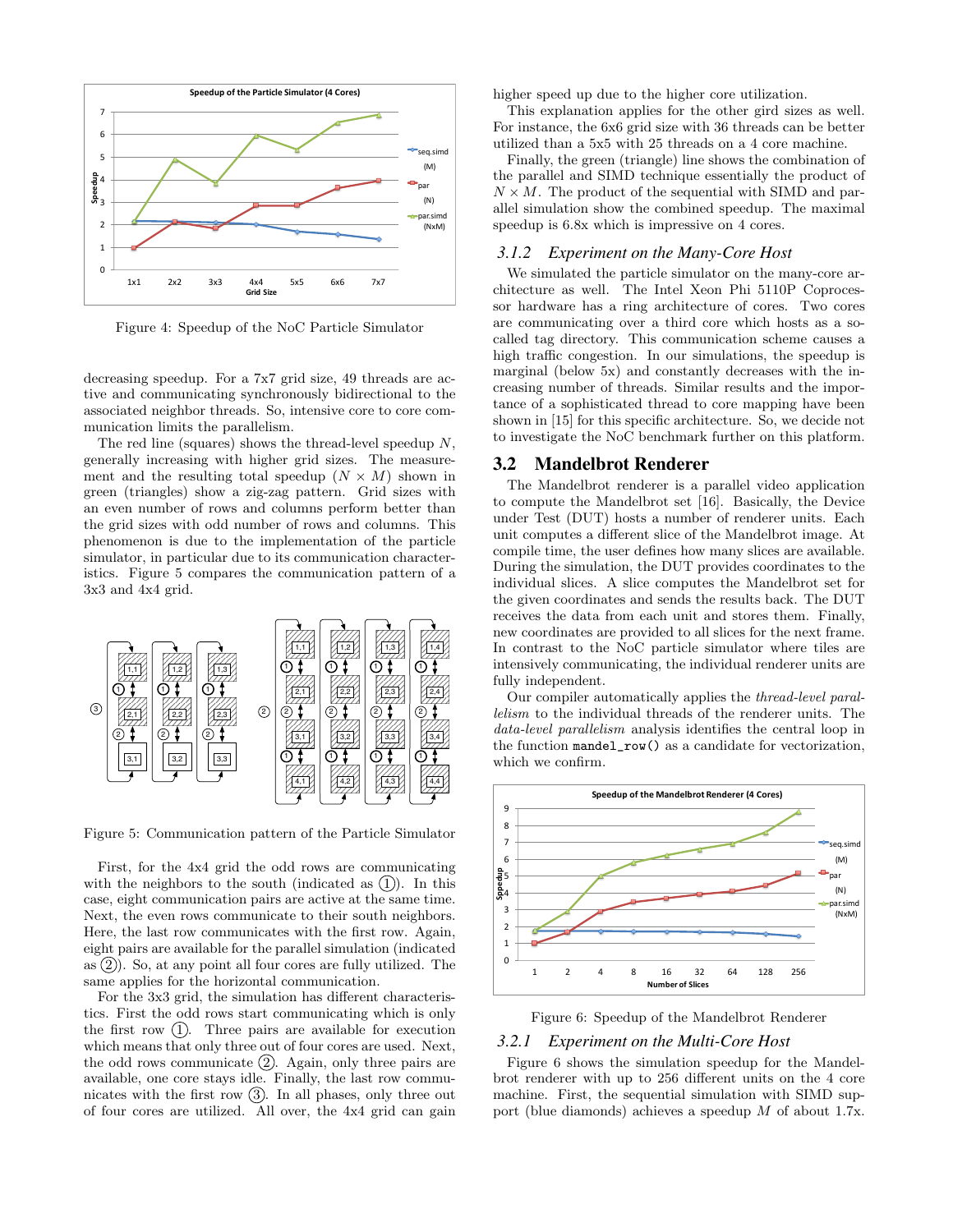Figure 4: Speedup of the NoC Particle Simulator

decreasing speedup. For a 7x7 grid size, 49 threads are active and communicating synchronously bidirectional to the associated neighbor threads. So, intensive core to core communication limits the parallelism.

The red line (squares) shows the thread-level speedup $N$, generally increasing with higher grid sizes. The measurement and the resulting total speedup ($N \times M$) shown in green (triangles) show a zig-zag pattern. Grid sizes with an even number of rows and columns perform better than the grid sizes with odd number of rows and columns. This phenomenon is due to the implementation of the particle simulator, in particular due to its communication characteristics. Figure 5 compares the communication pattern of a 3x3 and 4x4 grid.

Figure 5: Communication pattern of the Particle Simulator

First, for the 4x4 grid the odd rows are communicating with the neighbors to the south (indicated as ①). In this case, eight communication pairs are active at the same time. Next, the even rows communicate to their south neighbors. Here, the last row communicates with the first row. Again, eight pairs are available for the parallel simulation (indicated as ②). So, at any point all four cores are fully utilized. The same applies for the horizontal communication.

For the 3x3 grid, the simulation has different characteristics. First the odd rows start communicating which is only the first row ①. Three pairs are available for execution which means that only three out of four cores are used. Next, the odd rows communicate ②. Again, only three pairs are available, one core stays idle. Finally, the last row communicates with the first row ③. In all phases, only three out of four cores are utilized. All over, the 4x4 grid can gain higher speed up due to the higher core utilization.

This explanation applies for the other gird sizes as well. For instance, the 6x6 grid size with 36 threads can be better utilized than a 5x5 with 25 threads on a 4 core machine.

Finally, the green (triangle) line shows the combination of the parallel and SIMD technique essentially the product of $N \times M$. The product of the sequential with SIMD and parallel simulation show the combined speedup. The maximal speedup is 6.8x which is impressive on 4 cores.

### 3.1.2 Experiment on the Many-Core Host

We simulated the particle simulator on the many-core architecture as well. The Intel Xeon Phi 5110P Coprocessor hardware has a ring architecture of cores. Two cores are communicating over a third core which hosts as a so-called tag directory. This communication scheme causes a high traffic congestion. In our simulations, the speedup is marginal (below 5x) and constantly decreases with the increasing number of threads. Similar results and the importance of a sophisticated thread to core mapping have been shown in [15] for this specific architecture. So, we decide not to investigate the NoC benchmark further on this platform.

## 3.2 Mandelbrot Renderer

The Mandelbrot renderer is a parallel video application to compute the Mandelbrot set [16]. Basically, the Device under Test (DUT) hosts a number of renderer units. Each unit computes a different slice of the Mandelbrot image. At compile time, the user defines how many slices are available. During the simulation, the DUT provides coordinates to the individual slices. A slice computes the Mandelbrot set for the given coordinates and sends the results back. The DUT receives the data from each unit and stores them. Finally, new coordinates are provided to all slices for the next frame. In contrast to the NoC particle simulator where tiles are intensively communicating, the individual renderer units are fully independent.

Our compiler automatically applies the *thread-level parallelism* to the individual threads of the renderer units. The *data-level parallelism* analysis identifies the central loop in the function `mandel_row()` as a candidate for vectorization, which we confirm.

Figure 6: Speedup of the Mandelbrot Renderer

### 3.2.1 Experiment on the Multi-Core Host

Figure 6 shows the simulation speedup for the Mandelbrot renderer with up to 256 different units on the 4 core machine. First, the sequential simulation with SIMD support (blue diamonds) achieves a speedup $M$ of about 1.7x.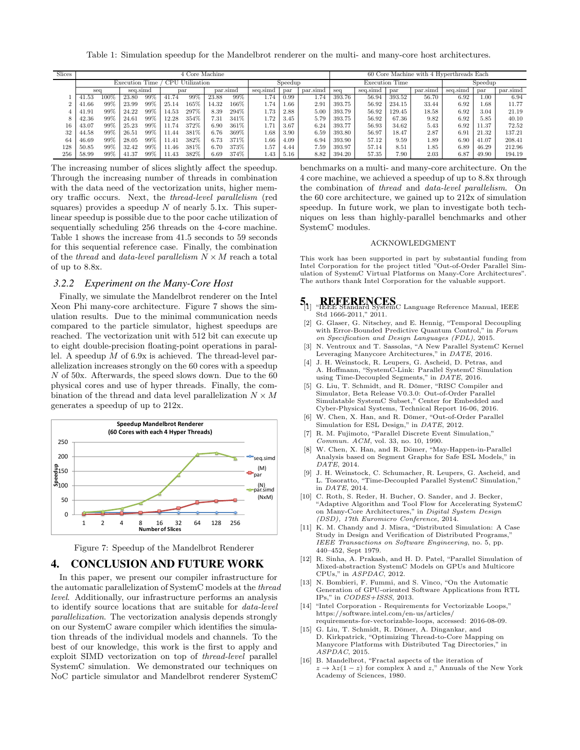Table 1: Simulation speedup for the Mandelbrot renderer on the multi- and many-core host architectures.

| Slices | 4 Core Machine | | | | | | | | | | | 60 Core Machine with 4 Hyperthreads Each | | | | | | |
|---|---|---|---|---|---|---|---|---|---|---|---|---|---|---|---|---|---|---|
| | Execution Time / CPU Utilization | | | | | | | | Speedup | | | Execution Time | | | | Speedup | | |
| | seq | | seq.simd | | par | | par.simd | | seq.simd | par | par.simd | seq | seq.simd | par | par.simd | seq.simd | par | par.simd |
| 1 | 41.53 | 100% | 23.80 | 99% | 41.74 | 99% | 23.88 | 99% | 1.74 | 0.99 | 1.74 | 393.76 | 56.94 | 393.52 | 56.70 | 6.92 | 1.00 | 6.94 |
| 2 | 41.66 | 99% | 23.99 | 99% | 25.14 | 165% | 14.32 | 166% | 1.74 | 1.66 | 2.91 | 393.75 | 56.92 | 234.15 | 33.44 | 6.92 | 1.68 | 11.77 |
| 4 | 41.91 | 99% | 24.22 | 99% | 14.53 | 297% | 8.39 | 294% | 1.73 | 2.88 | 5.00 | 393.79 | 56.92 | 129.45 | 18.58 | 6.92 | 3.04 | 21.19 |
| 8 | 42.36 | 99% | 24.61 | 99% | 12.28 | 354% | 7.31 | 341% | 1.72 | 3.45 | 5.79 | 393.75 | 56.92 | 67.36 | 9.82 | 6.92 | 5.85 | 40.10 |
| 16 | 43.07 | 99% | 25.23 | 99% | 11.74 | 372% | 6.90 | 361% | 1.71 | 3.67 | 6.24 | 393.77 | 56.93 | 34.62 | 5.43 | 6.92 | 11.37 | 72.52 |
| 32 | 44.58 | 99% | 26.51 | 99% | 11.44 | 381% | 6.76 | 369% | 1.68 | 3.90 | 6.59 | 393.80 | 56.97 | 18.47 | 2.87 | 6.91 | 21.32 | 137.21 |
| 64 | 46.69 | 99% | 28.05 | 99% | 11.41 | 382% | 6.73 | 371% | 1.66 | 4.09 | 6.94 | 393.90 | 57.12 | 9.59 | 1.89 | 6.90 | 41.07 | 208.41 |
| 128 | 50.85 | 99% | 32.42 | 99% | 11.46 | 381% | 6.70 | 373% | 1.57 | 4.44 | 7.59 | 393.97 | 57.14 | 8.51 | 1.85 | 6.89 | 46.29 | 212.96 |
| 256 | 58.99 | 99% | 41.37 | 99% | 11.43 | 382% | 6.69 | 374% | 1.43 | 5.16 | 8.82 | 394.20 | 57.35 | 7.90 | 2.03 | 6.87 | 49.90 | 194.19 |

The increasing number of slices slightly affect the speedup. Through the increasing number of threads in combination with the data need of the vectorization units, higher memory traffic occurs. Next, the *thread-level parallelism* (red squares) provides a speedup $N$ of nearly 5.1x. This super-linear speedup is possible due to the poor cache utilization of sequentially scheduling 256 threads on the 4-core machine. Table 1 shows the increase from 41.5 seconds to 59 seconds for this sequential reference case. Finally, the combination of the *thread* and *data-level parallelism* $N \times M$ reach a total of up to 8.8x.

### 3.2.2 Experiment on the Many-Core Host

Finally, we simulate the Mandelbrot renderer on the Intel Xeon Phi many-core architecture. Figure 7 shows the simulation results. Due to the minimal communication needs compared to the particle simulator, highest speedups are reached. The vectorization unit with 512 bit can execute up to eight double-precision floating-point operations in parallel. A speedup $M$ of 6.9x is achieved. The thread-level parallelization increases strongly on the 60 cores with a speedup $N$ of 50x. Afterwards, the speed slows down. Due to the 60 physical cores and use of hyper threads. Finally, the combination of the thread and data level parallelization $N \times M$ generates a speedup of up to 212x.

Speedup Mandelbrot Renderer
(60 Cores with each 4 Hyper Threads)
Speedup
250
200
150
100
50
0
1 2 4 8 16 32 64 128 256
Number of Slices
seq.simd (M)
par (N)
par.simd (NxM)

Figure 7: Speedup of the Mandelbrot Renderer

## 4. CONCLUSION AND FUTURE WORK

In this paper, we present our compiler infrastructure for the automatic parallelization of SystemC models at the *thread level*. Additionally, our infrastructure performs an analysis to identify source locations that are suitable for *data-level parallelization*. The vectorization analysis depends strongly on our SystemC aware compiler which identifies the simulation threads of the individual models and channels. To the best of our knowledge, this work is the first to apply and exploit SIMD vectorization on top of *thread-level* parallel SystemC simulation. We demonstrated our techniques on NoC particle simulator and Mandelbrot renderer SystemC benchmarks on a multi- and many-core architecture. On the 4 core machine, we achieved a speedup of up to 8.8x through the combination of *thread* and *data-level parallelism*. On the 60 core architecture, we gained up to 212x of simulation speedup. In future work, we plan to investigate both techniques on less than highly-parallel benchmarks and other SystemC modules.

### ACKNOWLEDGMENT

This work has been supported in part by substantial funding from Intel Corporation for the project titled "Out-of-Order Parallel Simulation of SystemC Virtual Platforms on Many-Core Architectures". The authors thank Intel Corporation for the valuable support.

## 5. REFERENCES

[1] "IEEE Standard SystemC Language Reference Manual, IEEE Std 1666-2011," 2011.

[2] G. Glaser, G. Nitschey, and E. Hennig, "Temporal Decoupling with Error-Bounded Predictive Quantum Control," in *Forum on Specification and Design Languages (FDL)*, 2015.

[3] N. Ventroux and T. Sassolas, "A New Parallel SystemC Kernel Leveraging Manycore Architectures," in *DATE*, 2016.

[4] J. H. Weinstock, R. Leupers, G. Ascheid, D. Petras, and A. Hoffmann, "SystemC-Link: Parallel SystemC Simulation using Time-Decoupled Segments," in *DATE*, 2016.

[5] G. Liu, T. Schmidt, and R. Dömer, "RISC Compiler and Simulator, Beta Release V0.3.0: Out-of-Order Parallel Simulatable SystemC Subset," Center for Embedded and Cyber-Physical Systems, Technical Report 16-06, 2016.

[6] W. Chen, X. Han, and R. Dömer, "Out-of-Order Parallel Simulation for ESL Design," in *DATE*, 2012.

[7] R. M. Fujimoto, "Parallel Discrete Event Simulation," *Commun. ACM*, vol. 33, no. 10, 1990.

[8] W. Chen, X. Han, and R. Dömer, "May-Happen-in-Parallel Analysis based on Segment Graphs for Safe ESL Models," in *DATE*, 2014.

[9] J. H. Weinstock, C. Schumacher, R. Leupers, G. Ascheid, and L. Tosoratto, "Time-Decoupled Parallel SystemC Simulation," in *DATE*, 2014.

[10] C. Roth, S. Reder, H. Bucher, O. Sander, and J. Becker, "Adaptive Algorithm and Tool Flow for Accelerating SystemC on Many-Core Architectures," in *Digital System Design (DSD), 17th Euromicro Conference*, 2014.

[11] K. M. Chandy and J. Misra, "Distributed Simulation: A Case Study in Design and Verification of Distributed Programs," *IEEE Transactions on Software Engineering*, no. 5, pp. 440–452, Sept 1979.

[12] R. Sinha, A. Prakash, and H. D. Patel, "Parallel Simulation of Mixed-abstraction SystemC Models on GPUs and Multicore CPUs," in *ASPDAC*, 2012.

[13] N. Bombieri, F. Fummi, and S. Vinco, "On the Automatic Generation of GPU-oriented Software Applications from RTL IPs," in *CODES+ISSS*, 2013.

[14] "Intel Corporation - Requirements for Vectorizable Loops," https://software.intel.com/en-us/articles/requirements-for-vectorizable-loops, accessed: 2016-08-09.

[15] G. Liu, T. Schmidt, R. Dömer, A. Dingankar, and D. Kirkpatrick, "Optimizing Thread-to-Core Mapping on Manycore Platforms with Distributed Tag Directories," in *ASPDAC*, 2015.

[16] B. Mandelbrot, "Fractal aspects of the iteration of $z \to \lambda z(1-z)$ for complex $\lambda$ and $z$," Annuals of the New York Academy of Sciences, 1980.